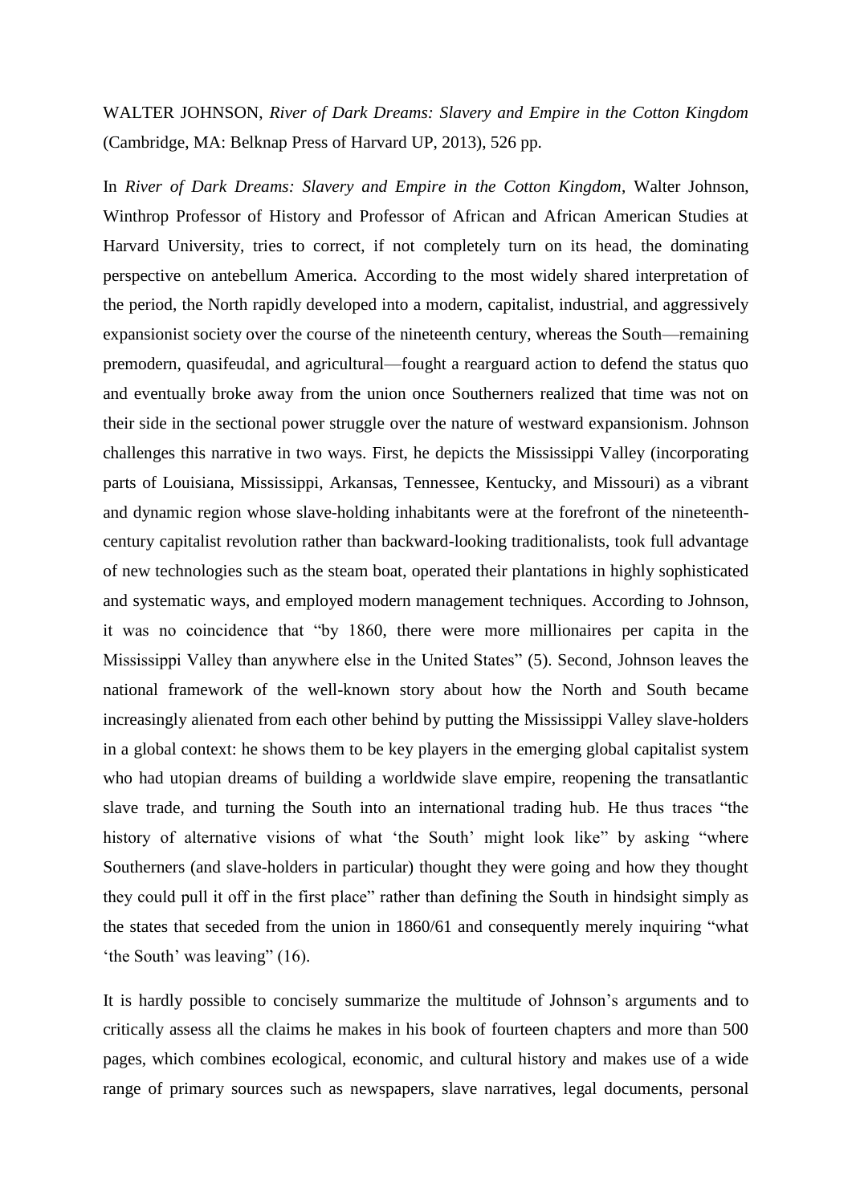WALTER JOHNSON, *River of Dark Dreams: Slavery and Empire in the Cotton Kingdom* (Cambridge, MA: Belknap Press of Harvard UP, 2013), 526 pp.

In *River of Dark Dreams: Slavery and Empire in the Cotton Kingdom*, Walter Johnson, Winthrop Professor of History and Professor of African and African American Studies at Harvard University, tries to correct, if not completely turn on its head, the dominating perspective on antebellum America. According to the most widely shared interpretation of the period, the North rapidly developed into a modern, capitalist, industrial, and aggressively expansionist society over the course of the nineteenth century, whereas the South—remaining premodern, quasifeudal, and agricultural—fought a rearguard action to defend the status quo and eventually broke away from the union once Southerners realized that time was not on their side in the sectional power struggle over the nature of westward expansionism. Johnson challenges this narrative in two ways. First, he depicts the Mississippi Valley (incorporating parts of Louisiana, Mississippi, Arkansas, Tennessee, Kentucky, and Missouri) as a vibrant and dynamic region whose slave-holding inhabitants were at the forefront of the nineteenth-century capitalist revolution rather than backward-looking traditionalists, took full advantage of new technologies such as the steam boat, operated their plantations in highly sophisticated and systematic ways, and employed modern management techniques. According to Johnson, it was no coincidence that "by 1860, there were more millionaires per capita in the Mississippi Valley than anywhere else in the United States" (5). Second, Johnson leaves the national framework of the well-known story about how the North and South became increasingly alienated from each other behind by putting the Mississippi Valley slave-holders in a global context: he shows them to be key players in the emerging global capitalist system who had utopian dreams of building a worldwide slave empire, reopening the transatlantic slave trade, and turning the South into an international trading hub. He thus traces "the history of alternative visions of what 'the South' might look like" by asking "where Southerners (and slave-holders in particular) thought they were going and how they thought they could pull it off in the first place" rather than defining the South in hindsight simply as the states that seceded from the union in 1860/61 and consequently merely inquiring "what 'the South' was leaving" (16).

It is hardly possible to concisely summarize the multitude of Johnson's arguments and to critically assess all the claims he makes in his book of fourteen chapters and more than 500 pages, which combines ecological, economic, and cultural history and makes use of a wide range of primary sources such as newspapers, slave narratives, legal documents, personal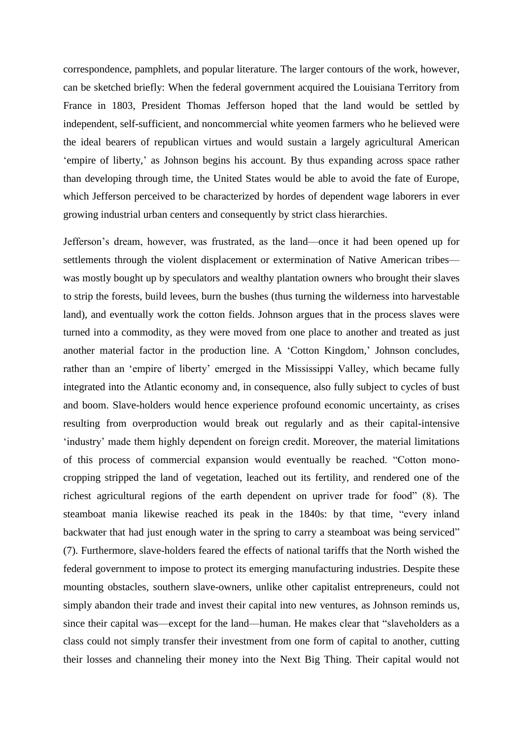correspondence, pamphlets, and popular literature. The larger contours of the work, however, can be sketched briefly: When the federal government acquired the Louisiana Territory from France in 1803, President Thomas Jefferson hoped that the land would be settled by independent, self-sufficient, and noncommercial white yeomen farmers who he believed were the ideal bearers of republican virtues and would sustain a largely agricultural American 'empire of liberty,' as Johnson begins his account. By thus expanding across space rather than developing through time, the United States would be able to avoid the fate of Europe, which Jefferson perceived to be characterized by hordes of dependent wage laborers in ever growing industrial urban centers and consequently by strict class hierarchies.

Jefferson's dream, however, was frustrated, as the land—once it had been opened up for settlements through the violent displacement or extermination of Native American tribes—was mostly bought up by speculators and wealthy plantation owners who brought their slaves to strip the forests, build levees, burn the bushes (thus turning the wilderness into harvestable land), and eventually work the cotton fields. Johnson argues that in the process slaves were turned into a commodity, as they were moved from one place to another and treated as just another material factor in the production line. A 'Cotton Kingdom,' Johnson concludes, rather than an 'empire of liberty' emerged in the Mississippi Valley, which became fully integrated into the Atlantic economy and, in consequence, also fully subject to cycles of bust and boom. Slave-holders would hence experience profound economic uncertainty, as crises resulting from overproduction would break out regularly and as their capital-intensive 'industry' made them highly dependent on foreign credit. Moreover, the material limitations of this process of commercial expansion would eventually be reached. "Cotton mono-cropping stripped the land of vegetation, leached out its fertility, and rendered one of the richest agricultural regions of the earth dependent on upriver trade for food" (8). The steamboat mania likewise reached its peak in the 1840s: by that time, "every inland backwater that had just enough water in the spring to carry a steamboat was being serviced" (7). Furthermore, slave-holders feared the effects of national tariffs that the North wished the federal government to impose to protect its emerging manufacturing industries. Despite these mounting obstacles, southern slave-owners, unlike other capitalist entrepreneurs, could not simply abandon their trade and invest their capital into new ventures, as Johnson reminds us, since their capital was—except for the land—human. He makes clear that "slaveholders as a class could not simply transfer their investment from one form of capital to another, cutting their losses and channeling their money into the Next Big Thing. Their capital would not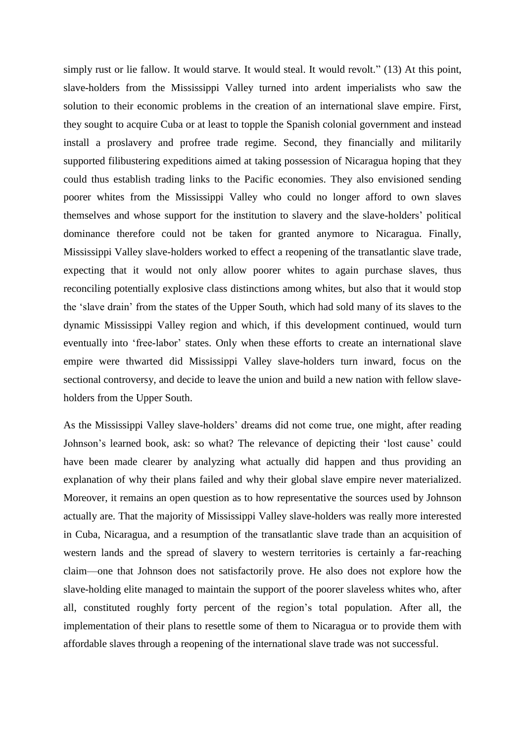simply rust or lie fallow. It would starve. It would steal. It would revolt.” (13) At this point, slave-holders from the Mississippi Valley turned into ardent imperialists who saw the solution to their economic problems in the creation of an international slave empire. First, they sought to acquire Cuba or at least to topple the Spanish colonial government and instead install a proslavery and profree trade regime. Second, they financially and militarily supported filibustering expeditions aimed at taking possession of Nicaragua hoping that they could thus establish trading links to the Pacific economies. They also envisioned sending poorer whites from the Mississippi Valley who could no longer afford to own slaves themselves and whose support for the institution to slavery and the slave-holders’ political dominance therefore could not be taken for granted anymore to Nicaragua. Finally, Mississippi Valley slave-holders worked to effect a reopening of the transatlantic slave trade, expecting that it would not only allow poorer whites to again purchase slaves, thus reconciling potentially explosive class distinctions among whites, but also that it would stop the ‘slave drain’ from the states of the Upper South, which had sold many of its slaves to the dynamic Mississippi Valley region and which, if this development continued, would turn eventually into ‘free-labor’ states. Only when these efforts to create an international slave empire were thwarted did Mississippi Valley slave-holders turn inward, focus on the sectional controversy, and decide to leave the union and build a new nation with fellow slave-holders from the Upper South.

As the Mississippi Valley slave-holders’ dreams did not come true, one might, after reading Johnson’s learned book, ask: so what? The relevance of depicting their ‘lost cause’ could have been made clearer by analyzing what actually did happen and thus providing an explanation of why their plans failed and why their global slave empire never materialized. Moreover, it remains an open question as to how representative the sources used by Johnson actually are. That the majority of Mississippi Valley slave-holders was really more interested in Cuba, Nicaragua, and a resumption of the transatlantic slave trade than an acquisition of western lands and the spread of slavery to western territories is certainly a far-reaching claim—one that Johnson does not satisfactorily prove. He also does not explore how the slave-holding elite managed to maintain the support of the poorer slaveless whites who, after all, constituted roughly forty percent of the region’s total population. After all, the implementation of their plans to resettle some of them to Nicaragua or to provide them with affordable slaves through a reopening of the international slave trade was not successful.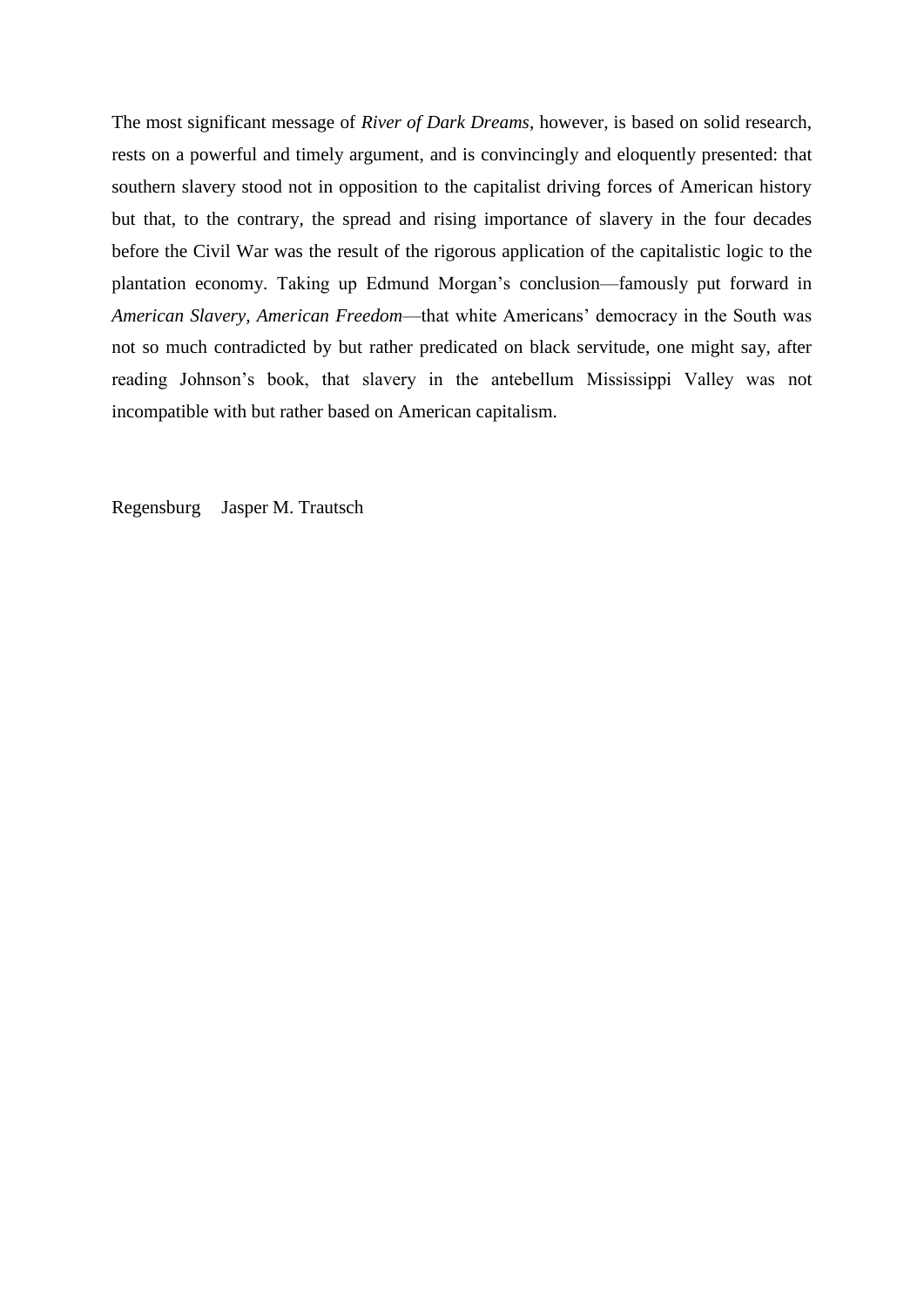The most significant message of *River of Dark Dreams*, however, is based on solid research, rests on a powerful and timely argument, and is convincingly and eloquently presented: that southern slavery stood not in opposition to the capitalist driving forces of American history but that, to the contrary, the spread and rising importance of slavery in the four decades before the Civil War was the result of the rigorous application of the capitalistic logic to the plantation economy. Taking up Edmund Morgan's conclusion—famously put forward in *American Slavery, American Freedom*—that white Americans' democracy in the South was not so much contradicted by but rather predicated on black servitude, one might say, after reading Johnson's book, that slavery in the antebellum Mississippi Valley was not incompatible with but rather based on American capitalism.

Regensburg Jasper M. Trautsch